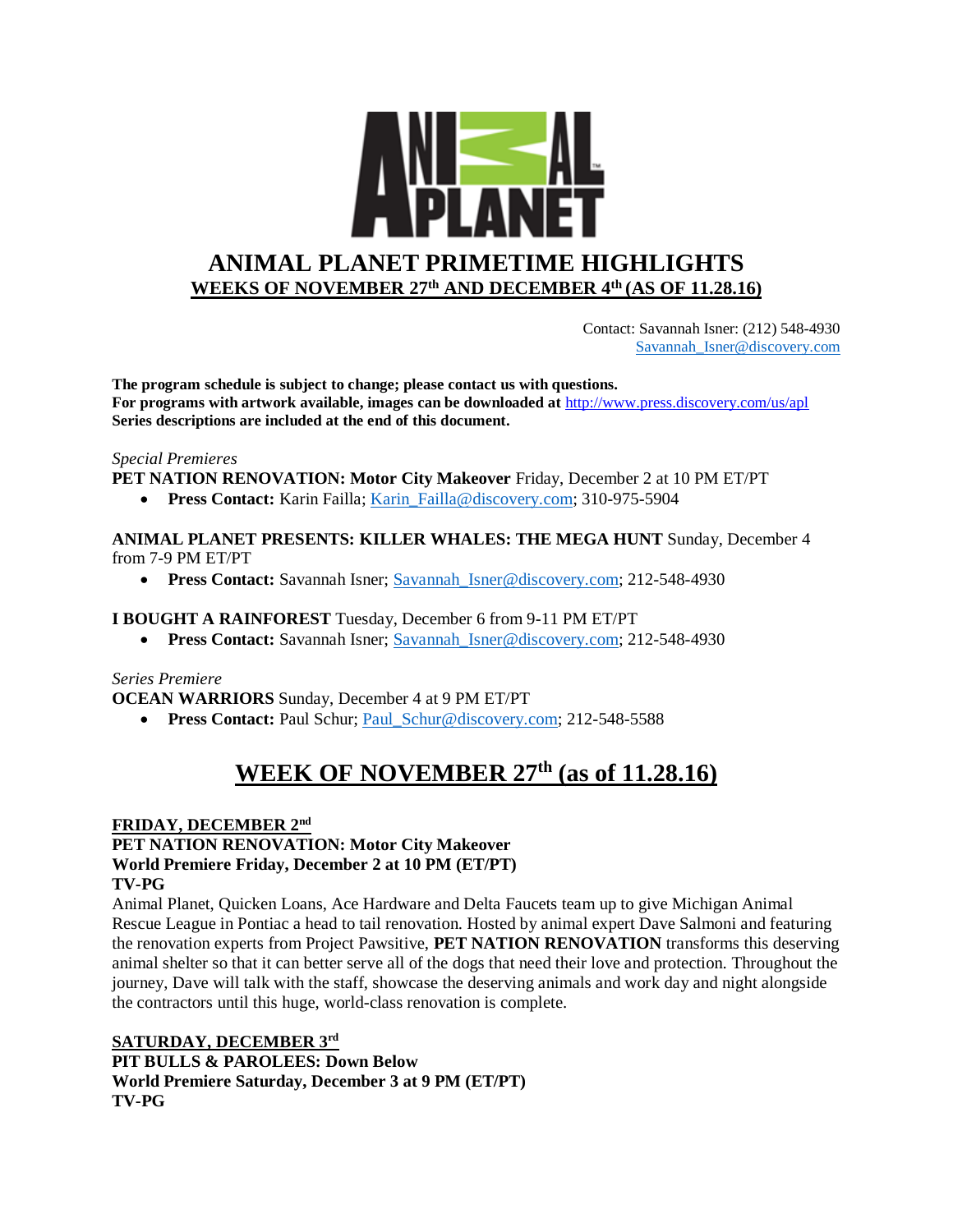# ANIMAL PLANET PRIMETIME HIGHLIGHTS

## WEEKS OF NOVEMBER 27th AND DECEMBER 4th (AS OF 11.28.16)

Contact: Savannah Isner: (212) 548-4930
Savannah_Isner@discovery.com

**The program schedule is subject to change; please contact us with questions.**
**For programs with artwork available, images can be downloaded at** http://www.press.discovery.com/us/apl
**Series descriptions are included at the end of this document.**

*Special Premieres*

**PET NATION RENOVATION: Motor City Makeover** Friday, December 2 at 10 PM ET/PT

- **Press Contact:** Karin Failla; Karin_Failla@discovery.com; 310-975-5904

**ANIMAL PLANET PRESENTS: KILLER WHALES: THE MEGA HUNT** Sunday, December 4 from 7-9 PM ET/PT

- **Press Contact:** Savannah Isner; Savannah_Isner@discovery.com; 212-548-4930

**I BOUGHT A RAINFOREST** Tuesday, December 6 from 9-11 PM ET/PT

- **Press Contact:** Savannah Isner; Savannah_Isner@discovery.com; 212-548-4930

*Series Premiere*

**OCEAN WARRIORS** Sunday, December 4 at 9 PM ET/PT

- **Press Contact:** Paul Schur; Paul_Schur@discovery.com; 212-548-5588

## WEEK OF NOVEMBER 27th (as of 11.28.16)

### FRIDAY, DECEMBER 2nd

**PET NATION RENOVATION: Motor City Makeover**
**World Premiere Friday, December 2 at 10 PM (ET/PT)**
**TV-PG**

Animal Planet, Quicken Loans, Ace Hardware and Delta Faucets team up to give Michigan Animal Rescue League in Pontiac a head to tail renovation. Hosted by animal expert Dave Salmoni and featuring the renovation experts from Project Pawsitive, **PET NATION RENOVATION** transforms this deserving animal shelter so that it can better serve all of the dogs that need their love and protection. Throughout the journey, Dave will talk with the staff, showcase the deserving animals and work day and night alongside the contractors until this huge, world-class renovation is complete.

### SATURDAY, DECEMBER 3rd

**PIT BULLS & PAROLEES: Down Below**
**World Premiere Saturday, December 3 at 9 PM (ET/PT)**
**TV-PG**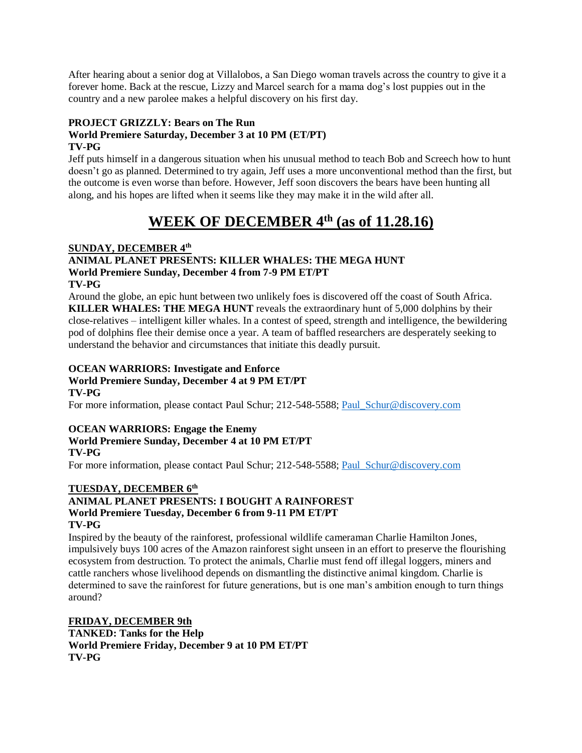After hearing about a senior dog at Villalobos, a San Diego woman travels across the country to give it a forever home. Back at the rescue, Lizzy and Marcel search for a mama dog's lost puppies out in the country and a new parolee makes a helpful discovery on his first day.

**PROJECT GRIZZLY: Bears on The Run**
**World Premiere Saturday, December 3 at 10 PM (ET/PT)**
**TV-PG**

Jeff puts himself in a dangerous situation when his unusual method to teach Bob and Screech how to hunt doesn't go as planned. Determined to try again, Jeff uses a more unconventional method than the first, but the outcome is even worse than before. However, Jeff soon discovers the bears have been hunting all along, and his hopes are lifted when it seems like they may make it in the wild after all.

# WEEK OF DECEMBER 4th (as of 11.28.16)

**SUNDAY, DECEMBER 4th**

**ANIMAL PLANET PRESENTS: KILLER WHALES: THE MEGA HUNT**
**World Premiere Sunday, December 4 from 7-9 PM ET/PT**
**TV-PG**

Around the globe, an epic hunt between two unlikely foes is discovered off the coast of South Africa. **KILLER WHALES: THE MEGA HUNT** reveals the extraordinary hunt of 5,000 dolphins by their close-relatives – intelligent killer whales. In a contest of speed, strength and intelligence, the bewildering pod of dolphins flee their demise once a year. A team of baffled researchers are desperately seeking to understand the behavior and circumstances that initiate this deadly pursuit.

**OCEAN WARRIORS: Investigate and Enforce**
**World Premiere Sunday, December 4 at 9 PM ET/PT**
**TV-PG**

For more information, please contact Paul Schur; 212-548-5588; Paul_Schur@discovery.com

**OCEAN WARRIORS: Engage the Enemy**
**World Premiere Sunday, December 4 at 10 PM ET/PT**
**TV-PG**

For more information, please contact Paul Schur; 212-548-5588; Paul_Schur@discovery.com

**TUESDAY, DECEMBER 6th**

**ANIMAL PLANET PRESENTS: I BOUGHT A RAINFOREST**
**World Premiere Tuesday, December 6 from 9-11 PM ET/PT**
**TV-PG**

Inspired by the beauty of the rainforest, professional wildlife cameraman Charlie Hamilton Jones, impulsively buys 100 acres of the Amazon rainforest sight unseen in an effort to preserve the flourishing ecosystem from destruction. To protect the animals, Charlie must fend off illegal loggers, miners and cattle ranchers whose livelihood depends on dismantling the distinctive animal kingdom. Charlie is determined to save the rainforest for future generations, but is one man's ambition enough to turn things around?

**FRIDAY, DECEMBER 9th**

**TANKED: Tanks for the Help**
**World Premiere Friday, December 9 at 10 PM ET/PT**
**TV-PG**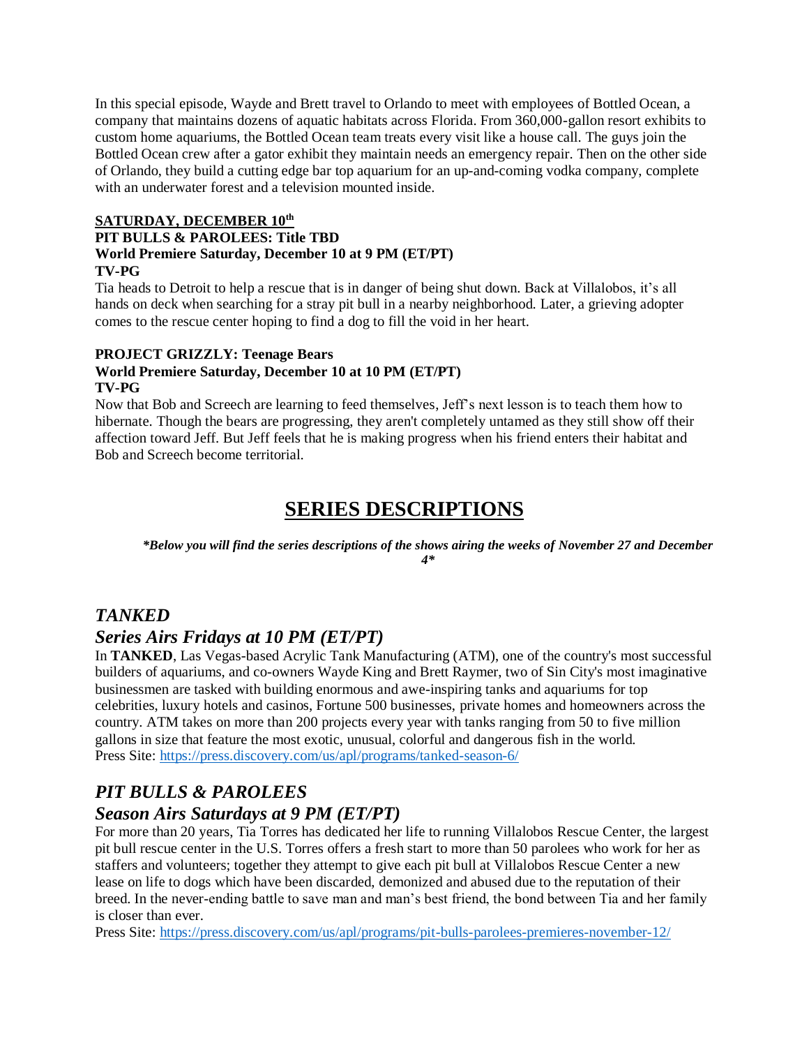In this special episode, Wayde and Brett travel to Orlando to meet with employees of Bottled Ocean, a company that maintains dozens of aquatic habitats across Florida. From 360,000-gallon resort exhibits to custom home aquariums, the Bottled Ocean team treats every visit like a house call. The guys join the Bottled Ocean crew after a gator exhibit they maintain needs an emergency repair. Then on the other side of Orlando, they build a cutting edge bar top aquarium for an up-and-coming vodka company, complete with an underwater forest and a television mounted inside.

**SATURDAY, DECEMBER 10th**

**PIT BULLS & PAROLEES: Title TBD**
**World Premiere Saturday, December 10 at 9 PM (ET/PT)**
**TV-PG**

Tia heads to Detroit to help a rescue that is in danger of being shut down. Back at Villalobos, it's all hands on deck when searching for a stray pit bull in a nearby neighborhood. Later, a grieving adopter comes to the rescue center hoping to find a dog to fill the void in her heart.

**PROJECT GRIZZLY: Teenage Bears**
**World Premiere Saturday, December 10 at 10 PM (ET/PT)**
**TV-PG**

Now that Bob and Screech are learning to feed themselves, Jeff's next lesson is to teach them how to hibernate. Though the bears are progressing, they aren't completely untamed as they still show off their affection toward Jeff. But Jeff feels that he is making progress when his friend enters their habitat and Bob and Screech become territorial.

# SERIES DESCRIPTIONS

***Below you will find the series descriptions of the shows airing the weeks of November 27 and December 4***

## *TANKED*

## *Series Airs Fridays at 10 PM (ET/PT)*

In **TANKED**, Las Vegas-based Acrylic Tank Manufacturing (ATM), one of the country's most successful builders of aquariums, and co-owners Wayde King and Brett Raymer, two of Sin City's most imaginative businessmen are tasked with building enormous and awe-inspiring tanks and aquariums for top celebrities, luxury hotels and casinos, Fortune 500 businesses, private homes and homeowners across the country. ATM takes on more than 200 projects every year with tanks ranging from 50 to five million gallons in size that feature the most exotic, unusual, colorful and dangerous fish in the world.
Press Site: https://press.discovery.com/us/apl/programs/tanked-season-6/

## *PIT BULLS & PAROLEES*

## *Season Airs Saturdays at 9 PM (ET/PT)*

For more than 20 years, Tia Torres has dedicated her life to running Villalobos Rescue Center, the largest pit bull rescue center in the U.S. Torres offers a fresh start to more than 50 parolees who work for her as staffers and volunteers; together they attempt to give each pit bull at Villalobos Rescue Center a new lease on life to dogs which have been discarded, demonized and abused due to the reputation of their breed. In the never-ending battle to save man and man's best friend, the bond between Tia and her family is closer than ever.
Press Site: https://press.discovery.com/us/apl/programs/pit-bulls-parolees-premieres-november-12/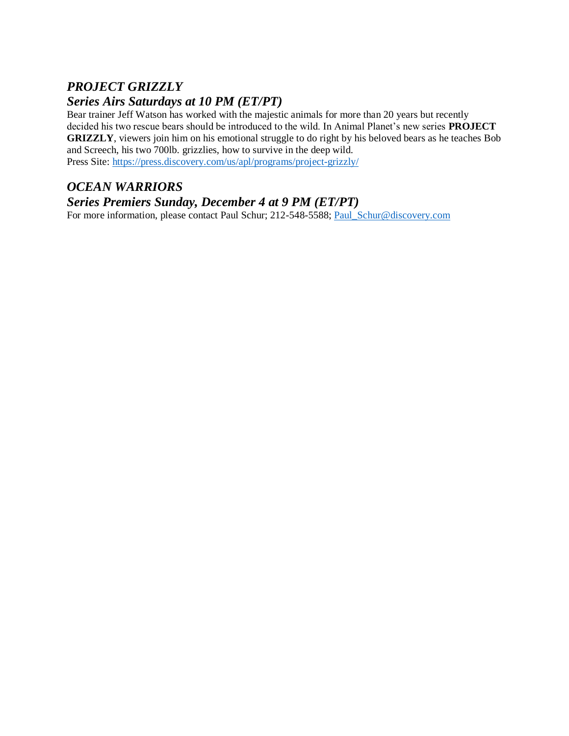### *PROJECT GRIZZLY*
### *Series Airs Saturdays at 10 PM (ET/PT)*

Bear trainer Jeff Watson has worked with the majestic animals for more than 20 years but recently decided his two rescue bears should be introduced to the wild. In Animal Planet's new series **PROJECT GRIZZLY**, viewers join him on his emotional struggle to do right by his beloved bears as he teaches Bob and Screech, his two 700lb. grizzlies, how to survive in the deep wild.
Press Site: https://press.discovery.com/us/apl/programs/project-grizzly/

### *OCEAN WARRIORS*
### *Series Premiers Sunday, December 4 at 9 PM (ET/PT)*

For more information, please contact Paul Schur; 212-548-5588; Paul_Schur@discovery.com